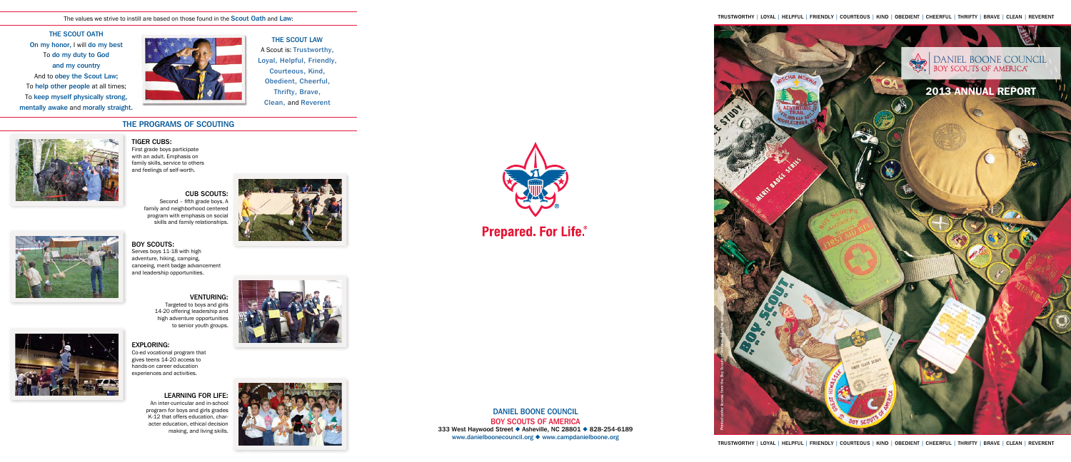The values we strive to instill are based on those found in the **Scout Oath** and **Law**:

## THE SCOUT OATH

On my honor, I will do my best
To do my duty to God
and my country
And to obey the Scout Law;
To help other people at all times;
To keep myself physically strong,
mentally awake and morally straight.

## THE SCOUT LAW

A Scout is: Trustworthy, Loyal, Helpful, Friendly, Courteous, Kind, Obedient, Cheerful, Thrifty, Brave, Clean, and Reverent

## THE PROGRAMS OF SCOUTING

**TIGER CUBS:**
First grade boys participate with an adult. Emphasis on family skills, service to others and feelings of self-worth.

**CUB SCOUTS:**
Second – fifth grade boys. A family and neighborhood centered program with emphasis on social skills and family relationships.

**BOY SCOUTS:**
Serves boys 11-18 with high adventure, hiking, camping, canoeing, merit badge advancement and leadership opportunities.

**VENTURING:**
Targeted to boys and girls 14-20 offering leadership and high adventure opportunities to senior youth groups.

**EXPLORING:**
Co-ed vocational program that gives teens 14-20 access to hands-on career education experiences and activities.

**LEARNING FOR LIFE:**
An inter-curricular and in-school program for boys and girls grades K-12 that offers education, character education, ethical decision making, and living skills.

**Prepared. For Life.®**

**DANIEL BOONE COUNCIL**
**BOY SCOUTS OF AMERICA**
333 West Haywood Street ◆ Asheville, NC 28801 ◆ 828-254-6189
www.danielboonecouncil.org ◆ www.campdanielboone.org

TRUSTWORTHY | LOYAL | HELPFUL | FRIENDLY | COURTEOUS | KIND | OBEDIENT | CHEERFUL | THRIFTY | BRAVE | CLEAN | REVERENT

DANIEL BOONE COUNCIL
BOY SCOUTS OF AMERICA®

# 2013 ANNUAL REPORT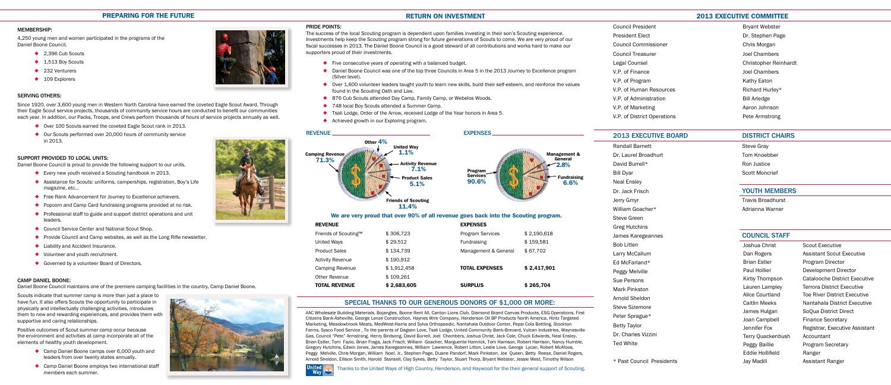## PREPARING FOR THE FUTURE

### MEMBERSHIP:

4,250 young men and women participated in the programs of the Daniel Boone Council.

- 2,396 Cub Scouts
- 1,513 Boy Scouts
- 232 Venturers
- 109 Explorers

### SERVING OTHERS:

Since 1920, over 3,600 young men in Western North Carolina have earned the coveted Eagle Scout Award. Through their Eagle Scout service projects, thousands of community service hours are conducted to benefit our communities each year. In addition, our Packs, Troops, and Crews perform thousands of hours of service projects annually as well.

- Over 100 Scouts earned the coveted Eagle Scout rank in 2013.
- Our Scouts performed over 20,000 hours of community service in 2013.

### SUPPORT PROVIDED TO LOCAL UNITS:

Daniel Boone Council is proud to provide the following support to our units.

- Every new youth received a Scouting handbook in 2013.
- Assistance for Scouts: uniforms, camperships, registration, Boy's Life magazine, etc...
- Free Rank Advancement for Journey to Excellence achievers.
- Popcorn and Camp Card fundraising programs provided at no risk.
- Professional staff to guide and support district operations and unit leaders.
- Council Service Center and National Scout Shop.
- Provide Council and Camp websites, as well as the Long Rifle newsletter.
- Liability and Accident Insurance.
- Volunteer and youth recruitment.
- Governed by a volunteer Board of Directors.

### CAMP DANIEL BOONE:

Daniel Boone Council maintains one of the premiere camping facilities in the country, Camp Daniel Boone.

Scouts indicate that summer camp is more than just a place to have fun. It also offers Scouts the opportunity to participate in physically and intellectually challenging activities, introduces them to new and rewarding experiences, and provides them with supportive and caring relationships.

Positive outcomes of Scout summer camp occur because the environment and activities at camp incorporate all of the elements of healthy youth development.

- Camp Daniel Boone camps over 6,000 youth and leaders from over twenty states annually.
- Camp Daniel Boone employs two international staff members each summer.

## RETURN ON INVESTMENT

### PRIDE POINTS:

The success of the local Scouting program is dependent upon families investing in their son's Scouting experience. Investments help keep the Scouting program strong for future generations of Scouts to come. We are very proud of our fiscal successes in 2013. The Daniel Boone Council is a good steward of all contributions and works hard to make our supporters proud of their investments.

- Five consecutive years of operating with a balanced budget.
- Daniel Boone Council was one of the top three Councils in Area 5 in the 2013 Journey to Excellence program (Silver level).
- Over 1,600 volunteer leaders taught youth to learn new skills, build their self-esteem, and reinforce the values found in the Scouting Oath and Law.
- 876 Cub Scouts attended Day Camp, Family Camp, or Webelos Woods.
- 748 local Boy Scouts attended a Summer Camp.
- Tsali Lodge, Order of the Arrow, received Lodge of the Year honors in Area 5.
- Achieved growth in our Exploring program.

REVENUE

Other 4%
United Way 1.1%
Camping Revenue 71.3%
Activity Revenue 7.1%
Product Sales 5.1%
Friends of Scouting 11.4%

EXPENSES

Management & General 2.8%
Program Services 90.6%
Fundraising 6.6%

**We are very proud that over 90% of all revenue goes back into the Scouting program.**

| REVENUE | | EXPENSES | |
|---|---|---|---|
| Friends of Scouting™ | $ 306,723 | Program Services | $ 2,190,618 |
| United Ways | $ 29,512 | Fundraising | $ 159,581 |
| Product Sales | $ 134,739 | Management & General | $ 67,702 |
| Activity Revenue | $ 190,912 | | |
| Camping Revenue | $ 1,912,458 | **TOTAL EXPENSES** | **$ 2,417,901** |
| Other Revenue | $ 109,261 | | |
| **TOTAL REVENUE** | **$ 2,683,605** | **SURPLUS** | **$ 265,704** |

### SPECIAL THANKS TO OUR GENEROUS DONORS OF $1,000 OR MORE:

AAC Wholesale Building Materials, Bojangles, Boone Rent All, Canton Lions Club, Diamond Brand Canvas Products, ESG Operations, First Citizens Bank-Asheville, George Lenze Construction, Haynes Wire Company, Henderson Oil BP Products North America, Hintz Targeted Marketing, Meadowbrook Meats, MedWest-Harris and Sylva Orthopaedic, Nantahala Outdoor Center, Pepsi Cola Bottling, Stockton Farms, Sysco Food Service , To the parents of Dagsen Love, Tsali Lodge, United Community Bank-Brevard, Vulcan Industries, Waynesville Gas, Council "Pete" Armstrong, Henry Birdsong, David Burrell, Joel Chambers, Joshua Christ, Jack Cole, Chuck Edwards, Neal Ensley, Brian Estler, Tom Fazio, Brian Fraga, Jack Frisch, William Goacher, Marguerite Hamrick, Tom Harrison, Robert Harrison, Nancy Humble, Gregory Hutchins, Edwin Jones, James Karegeannes, William Lawrence, Robert Litton, Leslie Love, George Lycan, Robert McAfoos, Peggy Melville, Chris Morgan, William Noel, Jr., Stephen Page, Duane Pandorf, Mark Pinkston, Joe Queen, Betty Reese, Daniel Rogers, Arnold Sheldon, Ellison Smith, Harold Stansell, Clay Sykes, Betty Taylor, Stuart Thorp, Bryant Webster, Jessie West, Timothy Wilson

Thanks to the United Ways of High Country, Henderson, and Haywood for their general support of Scouting.

## 2013 EXECUTIVE COMMITTEE

| | |
|---|---|
| Council President | Bryant Webster |
| President Elect | Dr. Stephen Page |
| Council Commissioner | Chris Morgan |
| Council Treasurer | Joel Chambers |
| Legal Counsel | Christopher Reinhardt |
| V.P. of Finance | Joel Chambers |
| V.P. of Program | Kathy Eaton |
| V.P. of Human Resources | Richard Hurley* |
| V.P. of Administration | Bill Arledge |
| V.P. of Marketing | Aaron Johnson |
| V.P. of District Operations | Pete Armstrong |

### 2013 EXECUTIVE BOARD

Randall Barnett
Dr. Laurel Broadhurt
David Burrell*
Bill Dyar
Neal Ensley
Dr. Jack Frisch
Jerry Gmyr
William Goacher*
Steve Green
Greg Hutchins
James Karegeannes
Bob Litten
Larry McCallum
Ed McFarland*
Peggy Melville
Sue Persons
Mark Pinkston
Arnold Sheldon
Steve Sizemore
Peter Sprague*
Betty Taylor
Dr. Charles Vizzini
Ted White

\* Past Council Presidents

### DISTRICT CHAIRS

Steve Gray
Tom Knoebber
Ron Justice
Scott Moncrief

### YOUTH MEMBERS

Travis Broadhurst
Adrianna Warner

### COUNCIL STAFF

| | |
|---|---|
| Joshua Christ | Scout Executive |
| Dan Rogers | Assistant Scout Executive |
| Brian Estler | Program Director |
| Paul Hollier | Development Director |
| Kirby Thompson | Cataloochee District Executive |
| Lauren Lampley | Terrora District Executive |
| Alice Courtland | Toe River District Executive |
| Caitlin Meeks | Nantahala District Executive |
| James Hulgan | SoQua District Direct |
| Joan Campbell | Finance Secretary |
| Jennifer Fox | Registrar, Executive Assistant |
| Terry Quackenbush | Accountant |
| Peggy Baillie | Program Secretary |
| Eddie Hollifield | Ranger |
| Jay Madill | Assistant Ranger |